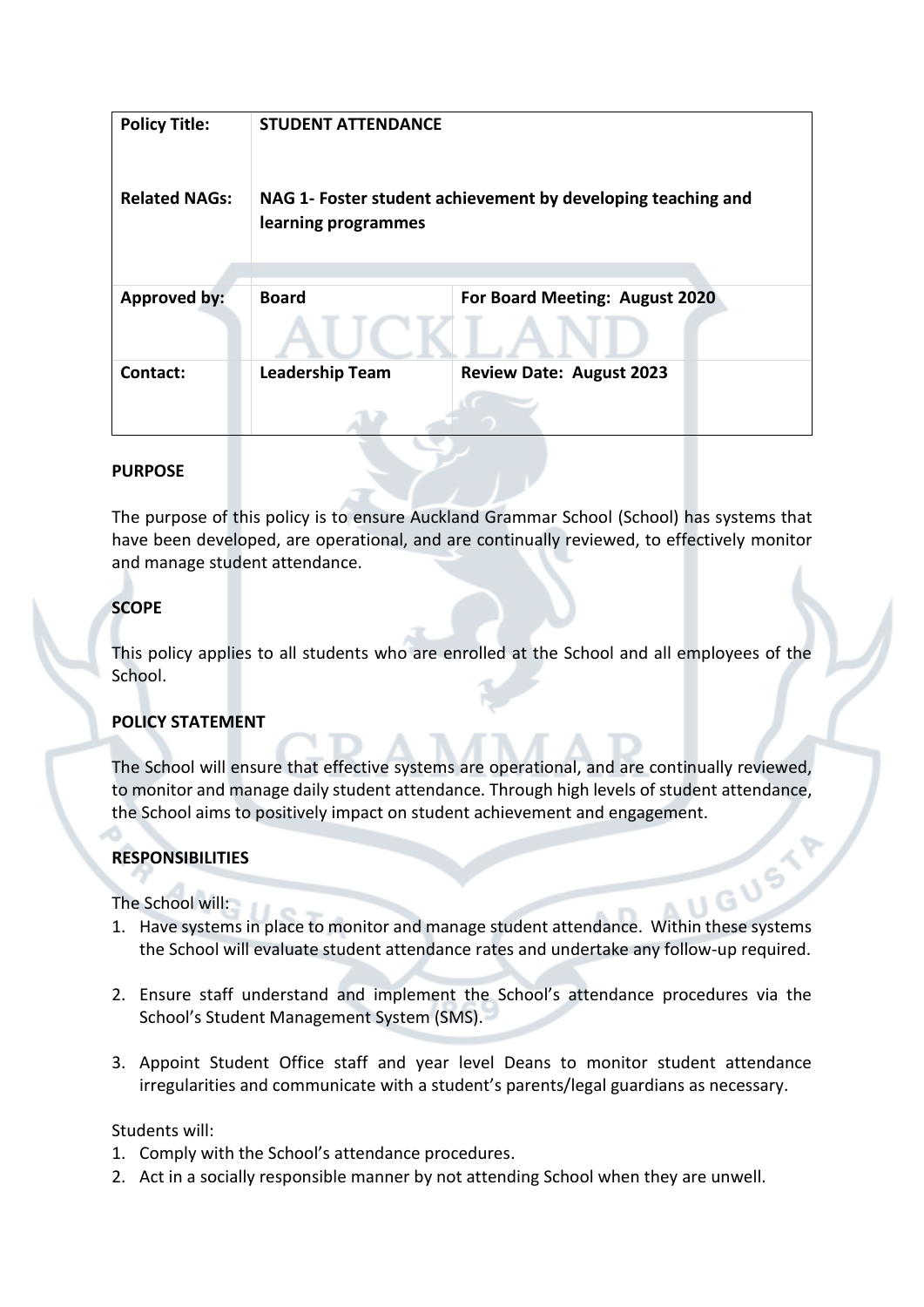| **Policy Title:** | **STUDENT ATTENDANCE** | |
|---|---|---|
| **Related NAGs:** | **NAG 1- Foster student achievement by developing teaching and learning programmes** | |
| **Approved by:** | **Board** | **For Board Meeting: August 2020** |
| **Contact:** | **Leadership Team** | **Review Date: August 2023** |

**PURPOSE**

The purpose of this policy is to ensure Auckland Grammar School (School) has systems that have been developed, are operational, and are continually reviewed, to effectively monitor and manage student attendance.

**SCOPE**

This policy applies to all students who are enrolled at the School and all employees of the School.

**POLICY STATEMENT**

The School will ensure that effective systems are operational, and are continually reviewed, to monitor and manage daily student attendance. Through high levels of student attendance, the School aims to positively impact on student achievement and engagement.

**RESPONSIBILITIES**

The School will:

1. Have systems in place to monitor and manage student attendance. Within these systems the School will evaluate student attendance rates and undertake any follow-up required.

2. Ensure staff understand and implement the School's attendance procedures via the School's Student Management System (SMS).

3. Appoint Student Office staff and year level Deans to monitor student attendance irregularities and communicate with a student's parents/legal guardians as necessary.

Students will:

1. Comply with the School's attendance procedures.
2. Act in a socially responsible manner by not attending School when they are unwell.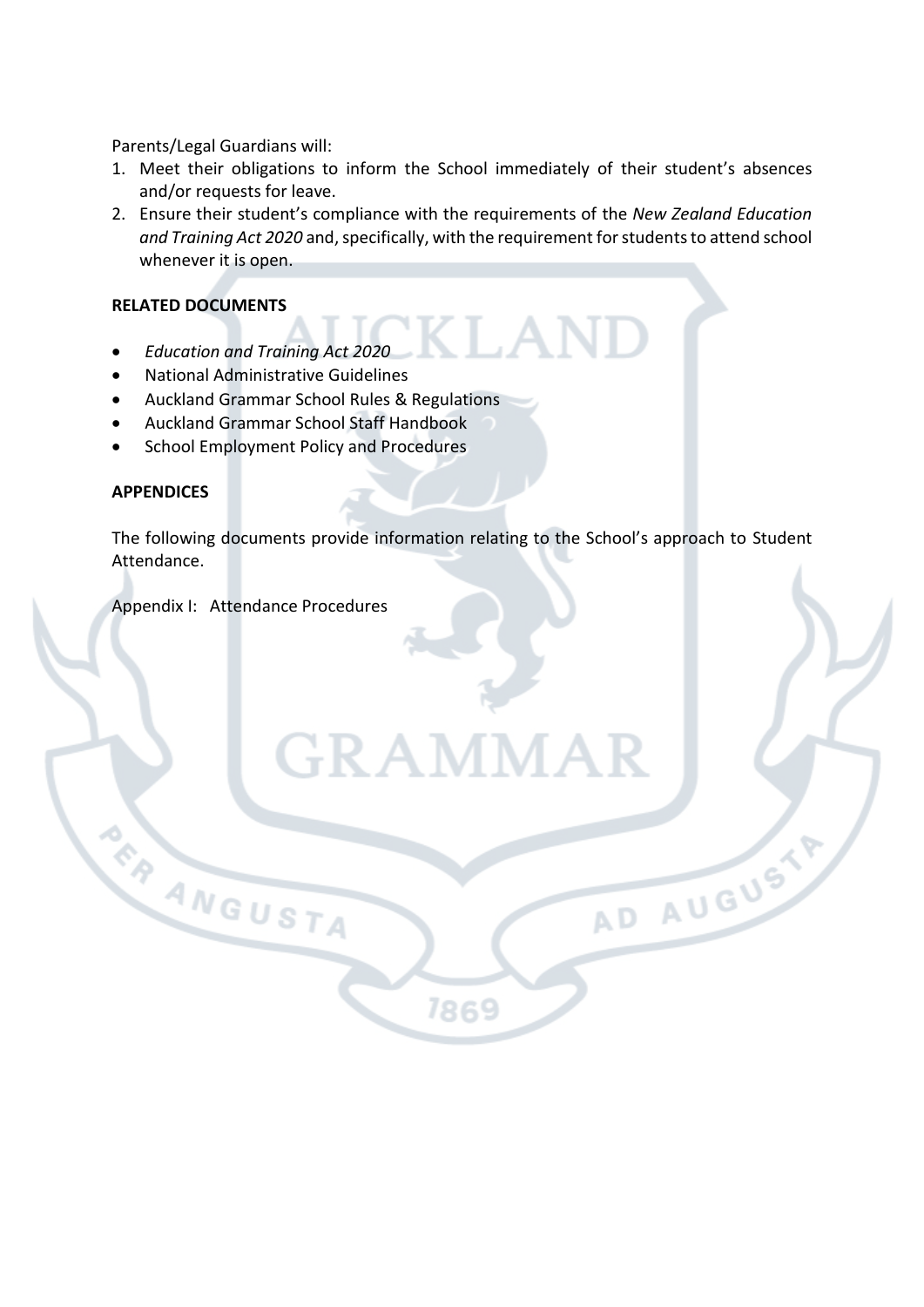Parents/Legal Guardians will:

1. Meet their obligations to inform the School immediately of their student's absences and/or requests for leave.
2. Ensure their student's compliance with the requirements of the *New Zealand Education and Training Act 2020* and, specifically, with the requirement for students to attend school whenever it is open.

**RELATED DOCUMENTS**

- *Education and Training Act 2020*
- National Administrative Guidelines
- Auckland Grammar School Rules & Regulations
- Auckland Grammar School Staff Handbook
- School Employment Policy and Procedures

**APPENDICES**

The following documents provide information relating to the School's approach to Student Attendance.

Appendix I: Attendance Procedures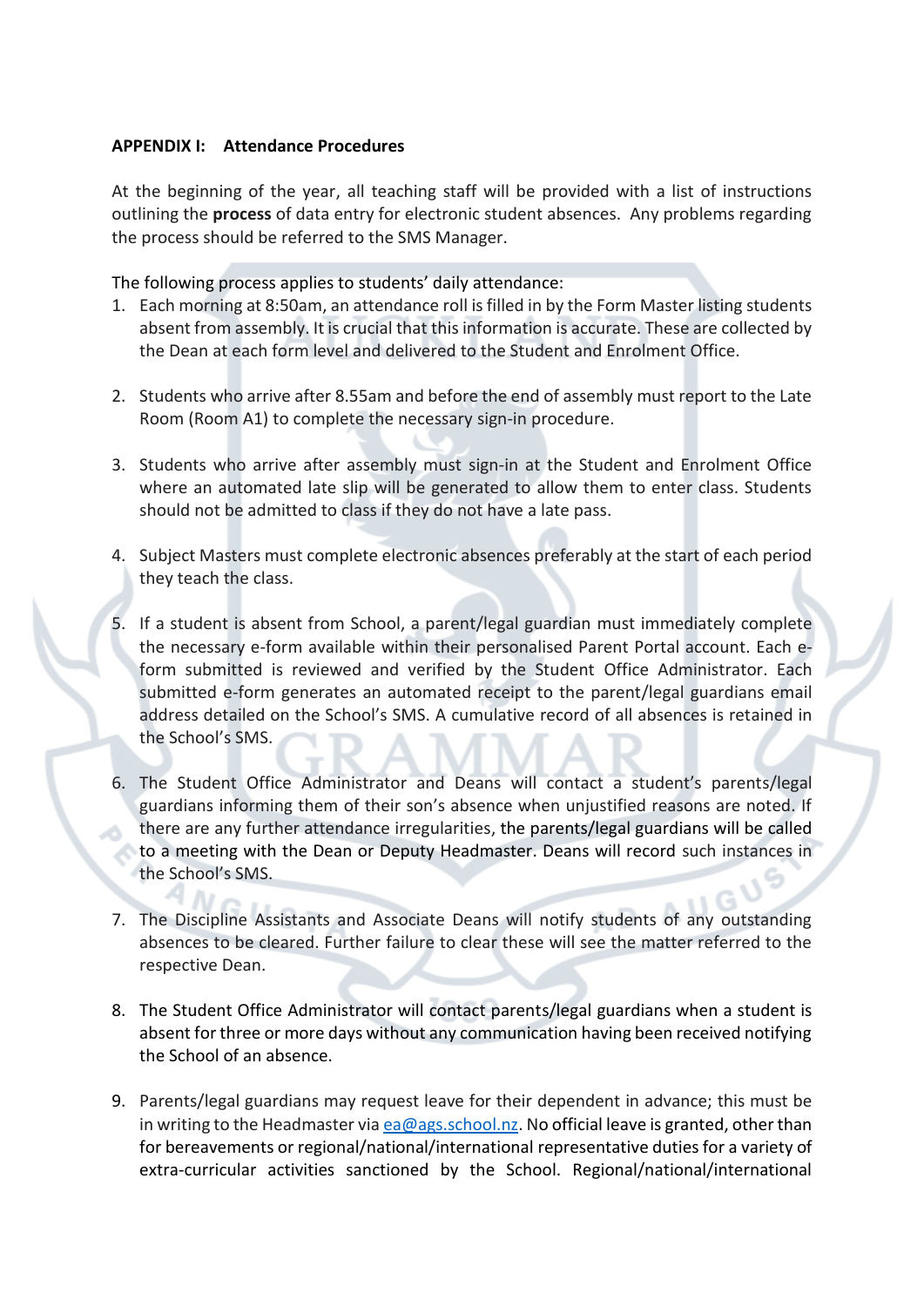**APPENDIX I: Attendance Procedures**

At the beginning of the year, all teaching staff will be provided with a list of instructions outlining the **process** of data entry for electronic student absences. Any problems regarding the process should be referred to the SMS Manager.

The following process applies to students' daily attendance:

1. Each morning at 8:50am, an attendance roll is filled in by the Form Master listing students absent from assembly. It is crucial that this information is accurate. These are collected by the Dean at each form level and delivered to the Student and Enrolment Office.

2. Students who arrive after 8.55am and before the end of assembly must report to the Late Room (Room A1) to complete the necessary sign-in procedure.

3. Students who arrive after assembly must sign-in at the Student and Enrolment Office where an automated late slip will be generated to allow them to enter class. Students should not be admitted to class if they do not have a late pass.

4. Subject Masters must complete electronic absences preferably at the start of each period they teach the class.

5. If a student is absent from School, a parent/legal guardian must immediately complete the necessary e-form available within their personalised Parent Portal account. Each e-form submitted is reviewed and verified by the Student Office Administrator. Each submitted e-form generates an automated receipt to the parent/legal guardians email address detailed on the School's SMS. A cumulative record of all absences is retained in the School's SMS.

6. The Student Office Administrator and Deans will contact a student's parents/legal guardians informing them of their son's absence when unjustified reasons are noted. If there are any further attendance irregularities, the parents/legal guardians will be called to a meeting with the Dean or Deputy Headmaster. Deans will record such instances in the School's SMS.

7. The Discipline Assistants and Associate Deans will notify students of any outstanding absences to be cleared. Further failure to clear these will see the matter referred to the respective Dean.

8. The Student Office Administrator will contact parents/legal guardians when a student is absent for three or more days without any communication having been received notifying the School of an absence.

9. Parents/legal guardians may request leave for their dependent in advance; this must be in writing to the Headmaster via ea@ags.school.nz. No official leave is granted, other than for bereavements or regional/national/international representative duties for a variety of extra-curricular activities sanctioned by the School. Regional/national/international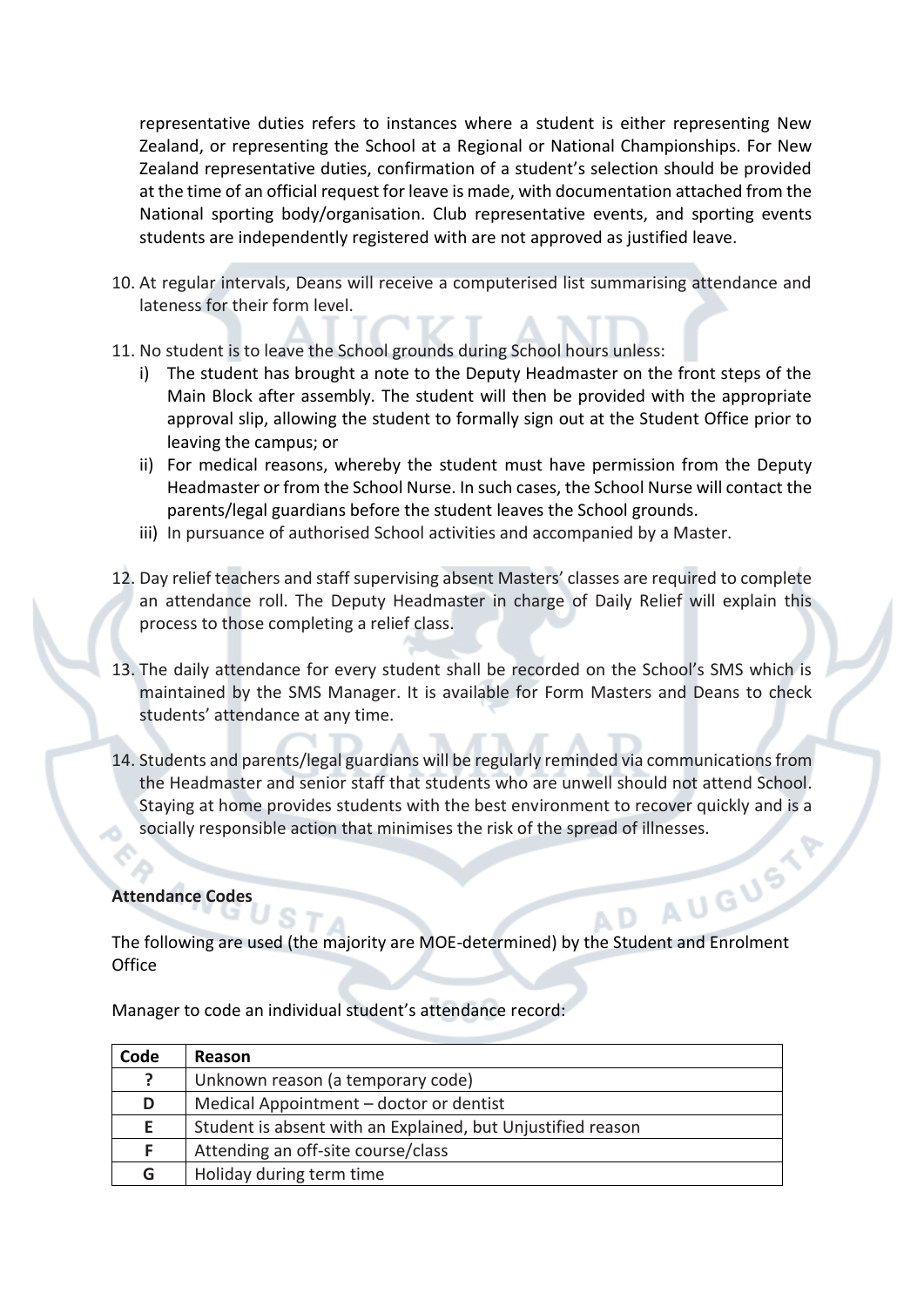representative duties refers to instances where a student is either representing New Zealand, or representing the School at a Regional or National Championships. For New Zealand representative duties, confirmation of a student's selection should be provided at the time of an official request for leave is made, with documentation attached from the National sporting body/organisation. Club representative events, and sporting events students are independently registered with are not approved as justified leave.

10. At regular intervals, Deans will receive a computerised list summarising attendance and lateness for their form level.

11. No student is to leave the School grounds during School hours unless:
    i) The student has brought a note to the Deputy Headmaster on the front steps of the Main Block after assembly. The student will then be provided with the appropriate approval slip, allowing the student to formally sign out at the Student Office prior to leaving the campus; or
    ii) For medical reasons, whereby the student must have permission from the Deputy Headmaster or from the School Nurse. In such cases, the School Nurse will contact the parents/legal guardians before the student leaves the School grounds.
    iii) In pursuance of authorised School activities and accompanied by a Master.

12. Day relief teachers and staff supervising absent Masters' classes are required to complete an attendance roll. The Deputy Headmaster in charge of Daily Relief will explain this process to those completing a relief class.

13. The daily attendance for every student shall be recorded on the School's SMS which is maintained by the SMS Manager. It is available for Form Masters and Deans to check students' attendance at any time.

14. Students and parents/legal guardians will be regularly reminded via communications from the Headmaster and senior staff that students who are unwell should not attend School. Staying at home provides students with the best environment to recover quickly and is a socially responsible action that minimises the risk of the spread of illnesses.

**Attendance Codes**

The following are used (the majority are MOE-determined) by the Student and Enrolment Office

Manager to code an individual student's attendance record:

| Code | Reason |
|---|---|
| ? | Unknown reason (a temporary code) |
| D | Medical Appointment – doctor or dentist |
| E | Student is absent with an Explained, but Unjustified reason |
| F | Attending an off-site course/class |
| G | Holiday during term time |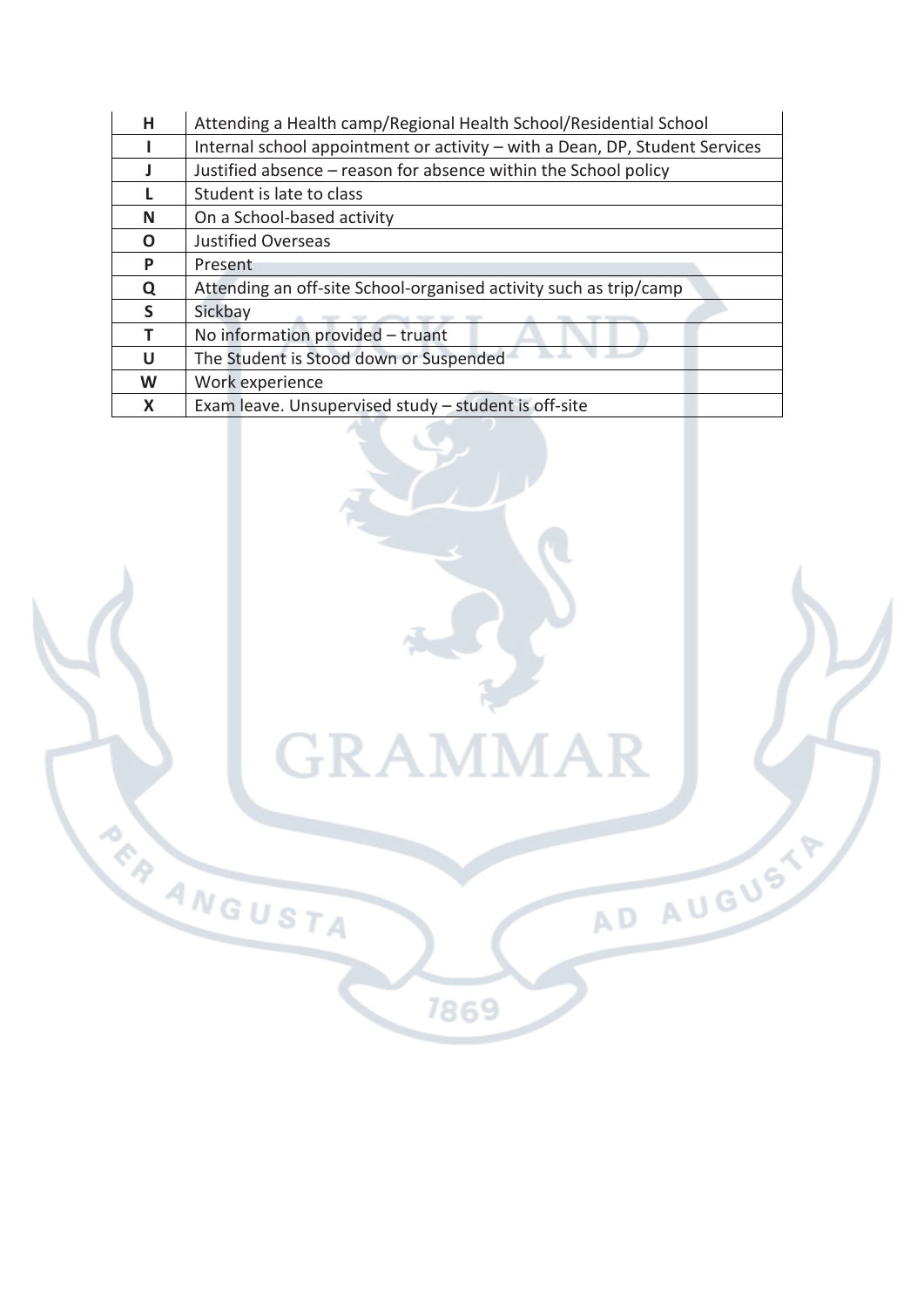| | |
|---|---|
| **H** | Attending a Health camp/Regional Health School/Residential School |
| **I** | Internal school appointment or activity – with a Dean, DP, Student Services |
| **J** | Justified absence – reason for absence within the School policy |
| **L** | Student is late to class |
| **N** | On a School-based activity |
| **O** | Justified Overseas |
| **P** | Present |
| **Q** | Attending an off-site School-organised activity such as trip/camp |
| **S** | Sickbay |
| **T** | No information provided – truant |
| **U** | The Student is Stood down or Suspended |
| **W** | Work experience |
| **X** | Exam leave. Unsupervised study – student is off-site |